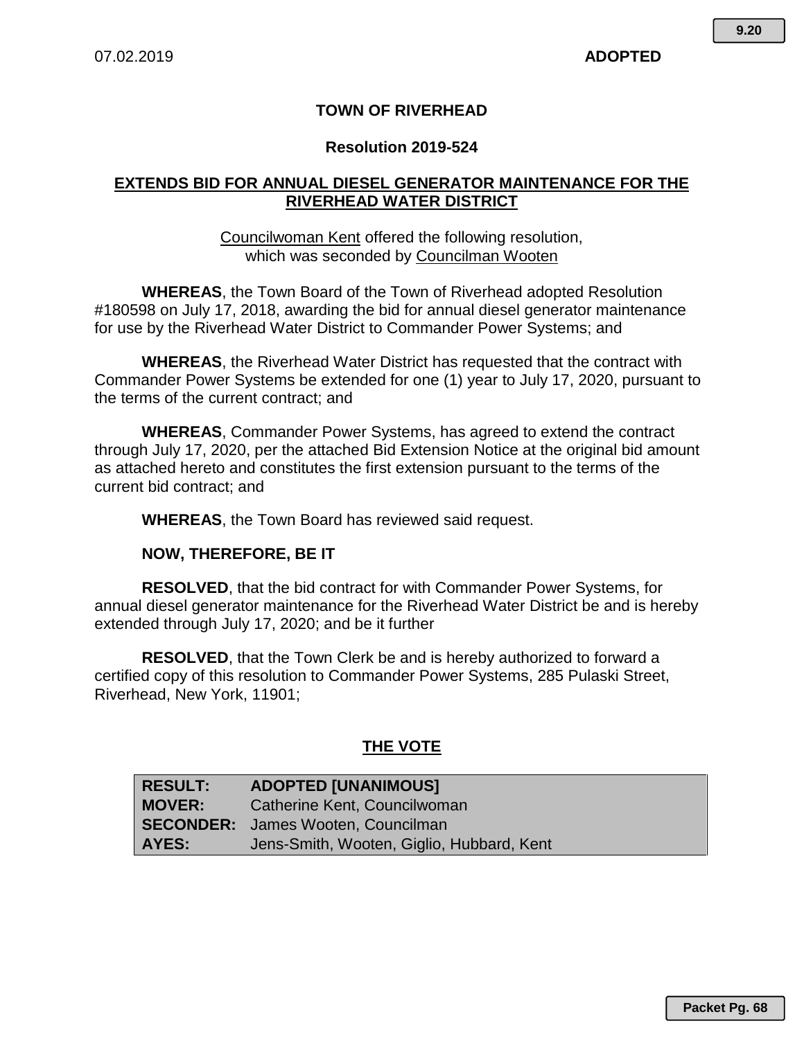07.02.2019 **ADOPTED**

# TOWN OF RIVERHEAD

## Resolution 2019-524

## EXTENDS BID FOR ANNUAL DIESEL GENERATOR MAINTENANCE FOR THE RIVERHEAD WATER DISTRICT

Councilwoman Kent offered the following resolution, which was seconded by Councilman Wooten

**WHEREAS**, the Town Board of the Town of Riverhead adopted Resolution #180598 on July 17, 2018, awarding the bid for annual diesel generator maintenance for use by the Riverhead Water District to Commander Power Systems; and

**WHEREAS**, the Riverhead Water District has requested that the contract with Commander Power Systems be extended for one (1) year to July 17, 2020, pursuant to the terms of the current contract; and

**WHEREAS**, Commander Power Systems, has agreed to extend the contract through July 17, 2020, per the attached Bid Extension Notice at the original bid amount as attached hereto and constitutes the first extension pursuant to the terms of the current bid contract; and

**WHEREAS**, the Town Board has reviewed said request.

**NOW, THEREFORE, BE IT**

**RESOLVED**, that the bid contract for with Commander Power Systems, for annual diesel generator maintenance for the Riverhead Water District be and is hereby extended through July 17, 2020; and be it further

**RESOLVED**, that the Town Clerk be and is hereby authorized to forward a certified copy of this resolution to Commander Power Systems, 285 Pulaski Street, Riverhead, New York, 11901;

## THE VOTE

| | |
|---|---|
| **RESULT:** | **ADOPTED [UNANIMOUS]** |
| **MOVER:** | Catherine Kent, Councilwoman |
| **SECONDER:** | James Wooten, Councilman |
| **AYES:** | Jens-Smith, Wooten, Giglio, Hubbard, Kent |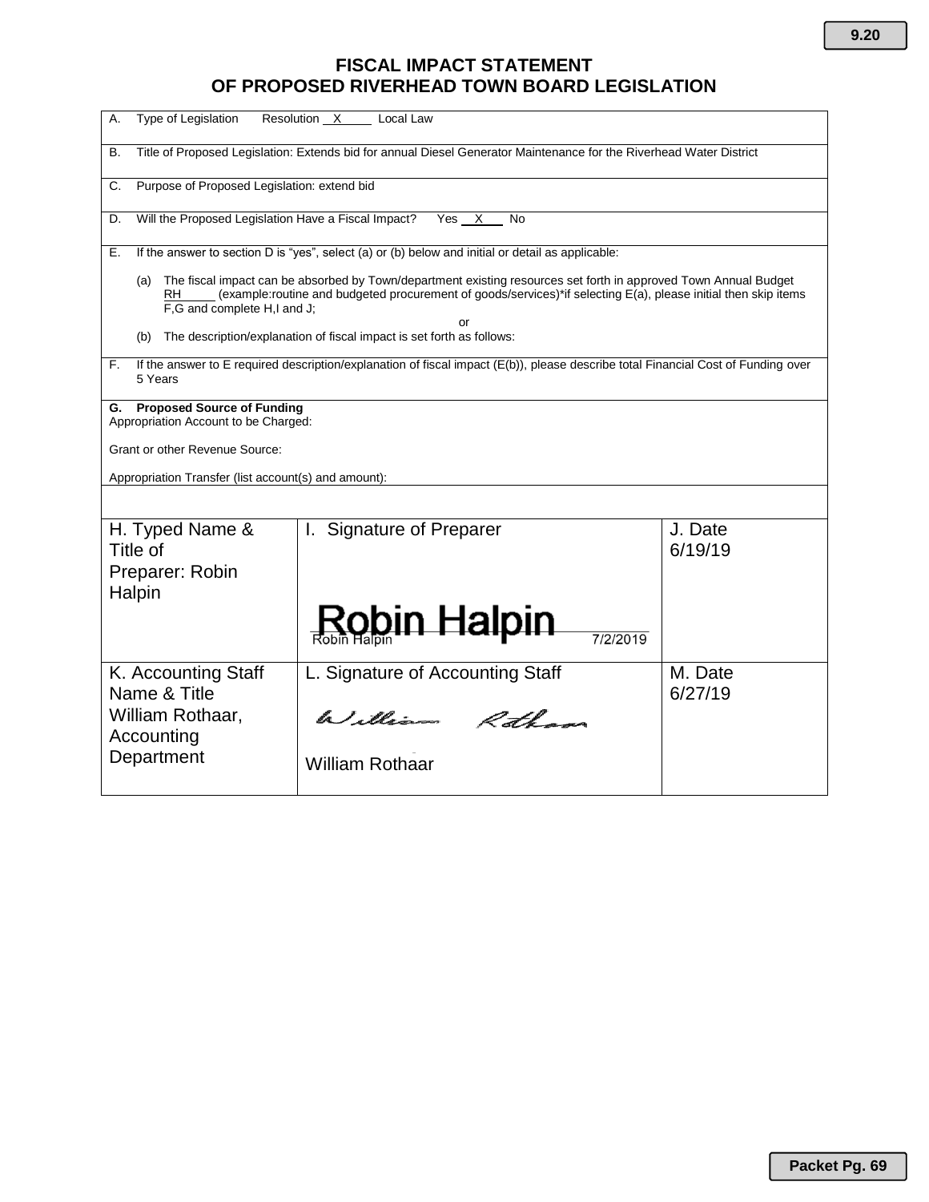# FISCAL IMPACT STATEMENT
# OF PROPOSED RIVERHEAD TOWN BOARD LEGISLATION

A. Type of Legislation  Resolution __X__  Local Law

B. Title of Proposed Legislation: Extends bid for annual Diesel Generator Maintenance for the Riverhead Water District

C. Purpose of Proposed Legislation: extend bid

D. Will the Proposed Legislation Have a Fiscal Impact?  Yes __X__ No

E. If the answer to section D is "yes", select (a) or (b) below and initial or detail as applicable:

(a) The fiscal impact can be absorbed by Town/department existing resources set forth in approved Town Annual Budget RH____ (example:routine and budgeted procurement of goods/services)*if selecting E(a), please initial then skip items F,G and complete H,I and J;

or

(b) The description/explanation of fiscal impact is set forth as follows:

F. If the answer to E required description/explanation of fiscal impact (E(b)), please describe total Financial Cost of Funding over 5 Years

**G. Proposed Source of Funding**

Appropriation Account to be Charged:

Grant or other Revenue Source:

Appropriation Transfer (list account(s) and amount):

| H. Typed Name & Title of Preparer: Robin Halpin | I. Signature of Preparer<br>Robin Halpin<br>Robin Halpin 7/2/2019 | J. Date<br>6/19/19 |
|---|---|---|
| K. Accounting Staff Name & Title<br>William Rothaar, Accounting Department | L. Signature of Accounting Staff<br>William Rothaar<br>William Rothaar | M. Date<br>6/27/19 |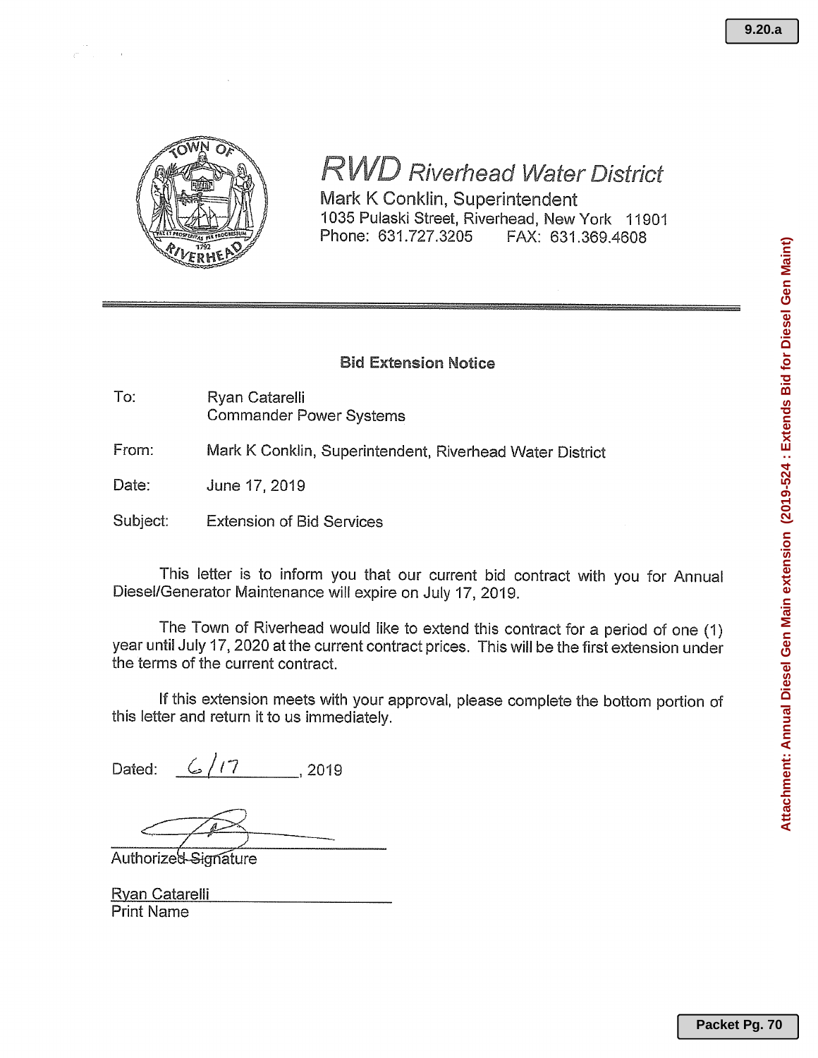# RWD Riverhead Water District

Mark K Conklin, Superintendent
1035 Pulaski Street, Riverhead, New York 11901
Phone: 631.727.3205 FAX: 631.369.4608

---

**Bid Extension Notice**

To: Ryan Catarelli
Commander Power Systems

From: Mark K Conklin, Superintendent, Riverhead Water District

Date: June 17, 2019

Subject: Extension of Bid Services

This letter is to inform you that our current bid contract with you for Annual Diesel/Generator Maintenance will expire on July 17, 2019.

The Town of Riverhead would like to extend this contract for a period of one (1) year until July 17, 2020 at the current contract prices. This will be the first extension under the terms of the current contract.

If this extension meets with your approval, please complete the bottom portion of this letter and return it to us immediately.

Dated: 6/17, 2019

\_\_\_\_\_\_\_\_\_\_\_\_\_\_\_\_\_\_\_\_\_\_\_\_
Authorized Signature

Ryan Catarelli
Print Name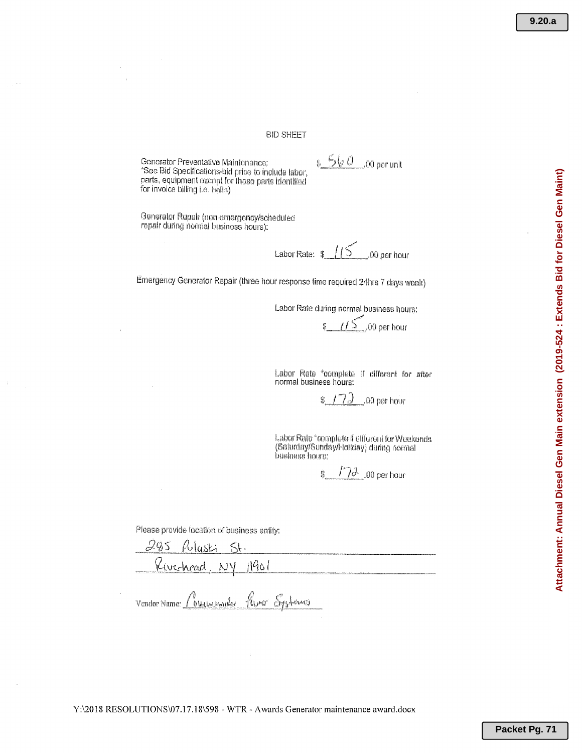BID SHEET

Generator Preventative Maintenance:
*See Bid Specifications-bid price to include labor, parts, equipment except for those parts identified for invoice billing i.e. belts)

$ 560 .00 per unit

Generator Repair (non-emergency/scheduled repair during normal business hours):

Labor Rate: $ 115 .00 per hour

Emergency Generator Repair (three hour response time required 24hrs 7 days week)

Labor Rate during normal business hours:

$ 115 .00 per hour

Labor Rate *complete if different for after normal business hours:

$ 172 .00 per hour

Labor Rate *complete if different for Weekends (Saturday/Sunday/Holiday) during normal business hours:

$ 172 .00 per hour

Please provide location of business entity:

285 Pulaski St.
Riverhead, NY 11901

Vendor Name: Commander Power Systems

Y:\2018 RESOLUTIONS\07.17.18\598 - WTR - Awards Generator maintenance award.docx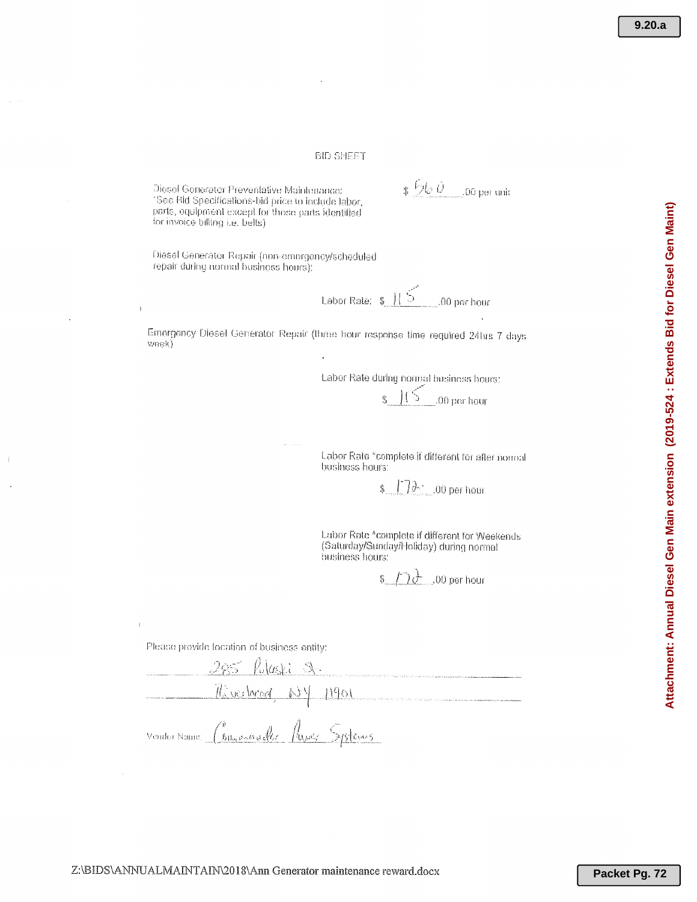# BID SHEET

Diesel Generator Preventative Maintenance: *See Bid Specifications-bid price to include labor, parts, equipment except for those parts identified for invoice billing i.e. belts)

$ 960 .00 per unit

Diesel Generator Repair (non-emergency/scheduled repair during normal business hours):

Labor Rate: $ 115 .00 per hour

Emergency Diesel Generator Repair (three hour response time required 24hrs 7 days week)

Labor Rate during normal business hours:

$ 115 .00 per hour

Labor Rate *complete if different for after normal business hours:

$ 172 .00 per hour

Labor Rate *complete if different for Weekends (Saturday/Sunday/Holiday) during normal business hours:

$ 172 .00 per hour

Please provide location of business entity:

285 Pulaski St.

Riverhead, NY 11901

Vendor Name: Commander Power Systems

Z:\BIDS\ANNUALMAINTAIN\2018\Ann Generator maintenance reward.docx